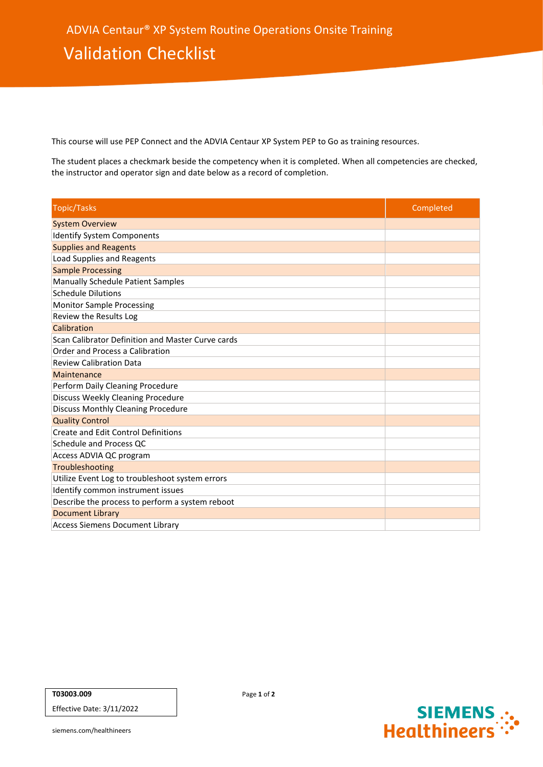ADVIA Centaur® XP System Routine Operations Onsite Training

# Validation Checklist

This course will use PEP Connect and the ADVIA Centaur XP System PEP to Go as training resources.

The student places a checkmark beside the competency when it is completed. When all competencies are checked, the instructor and operator sign and date below as a record of completion.

| Topic/Tasks | Completed |
|---|---|
| System Overview | |
| Identify System Components | |
| Supplies and Reagents | |
| Load Supplies and Reagents | |
| Sample Processing | |
| Manually Schedule Patient Samples | |
| Schedule Dilutions | |
| Monitor Sample Processing | |
| Review the Results Log | |
| Calibration | |
| Scan Calibrator Definition and Master Curve cards | |
| Order and Process a Calibration | |
| Review Calibration Data | |
| Maintenance | |
| Perform Daily Cleaning Procedure | |
| Discuss Weekly Cleaning Procedure | |
| Discuss Monthly Cleaning Procedure | |
| Quality Control | |
| Create and Edit Control Definitions | |
| Schedule and Process QC | |
| Access ADVIA QC program | |
| Troubleshooting | |
| Utilize Event Log to troubleshoot system errors | |
| Identify common instrument issues | |
| Describe the process to perform a system reboot | |
| Document Library | |
| Access Siemens Document Library | |

**T03003.009**

Effective Date: 3/11/2022

siemens.com/healthineers

SIEMENS Healthineers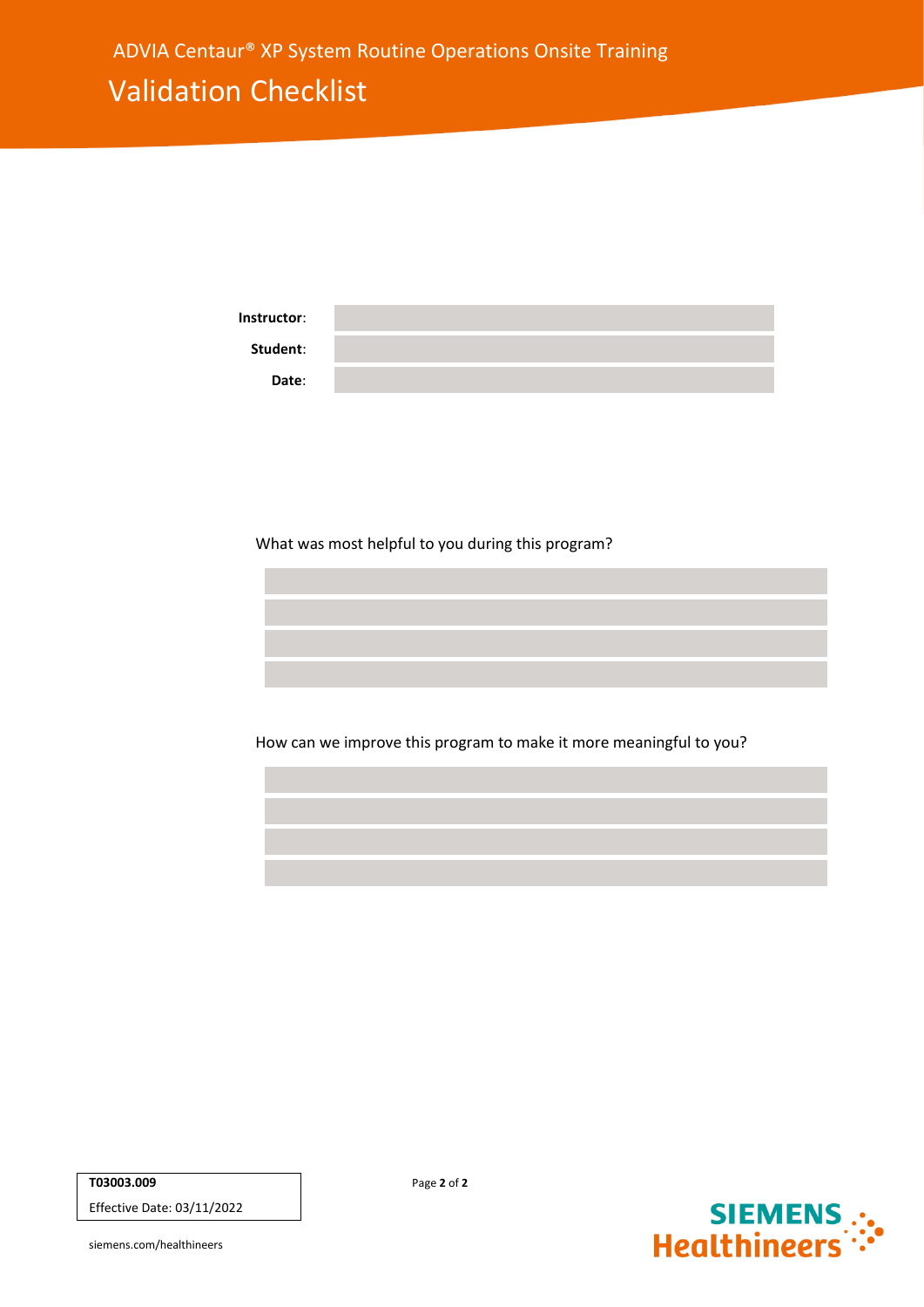ADVIA Centaur® XP System Routine Operations Onsite Training

# Validation Checklist

| | |
|---|---|
| **Instructor**: | |
| **Student**: | |
| **Date**: | |

What was most helpful to you during this program?

How can we improve this program to make it more meaningful to you?

**T03003.009**

Effective Date: 03/11/2022

siemens.com/healthineers